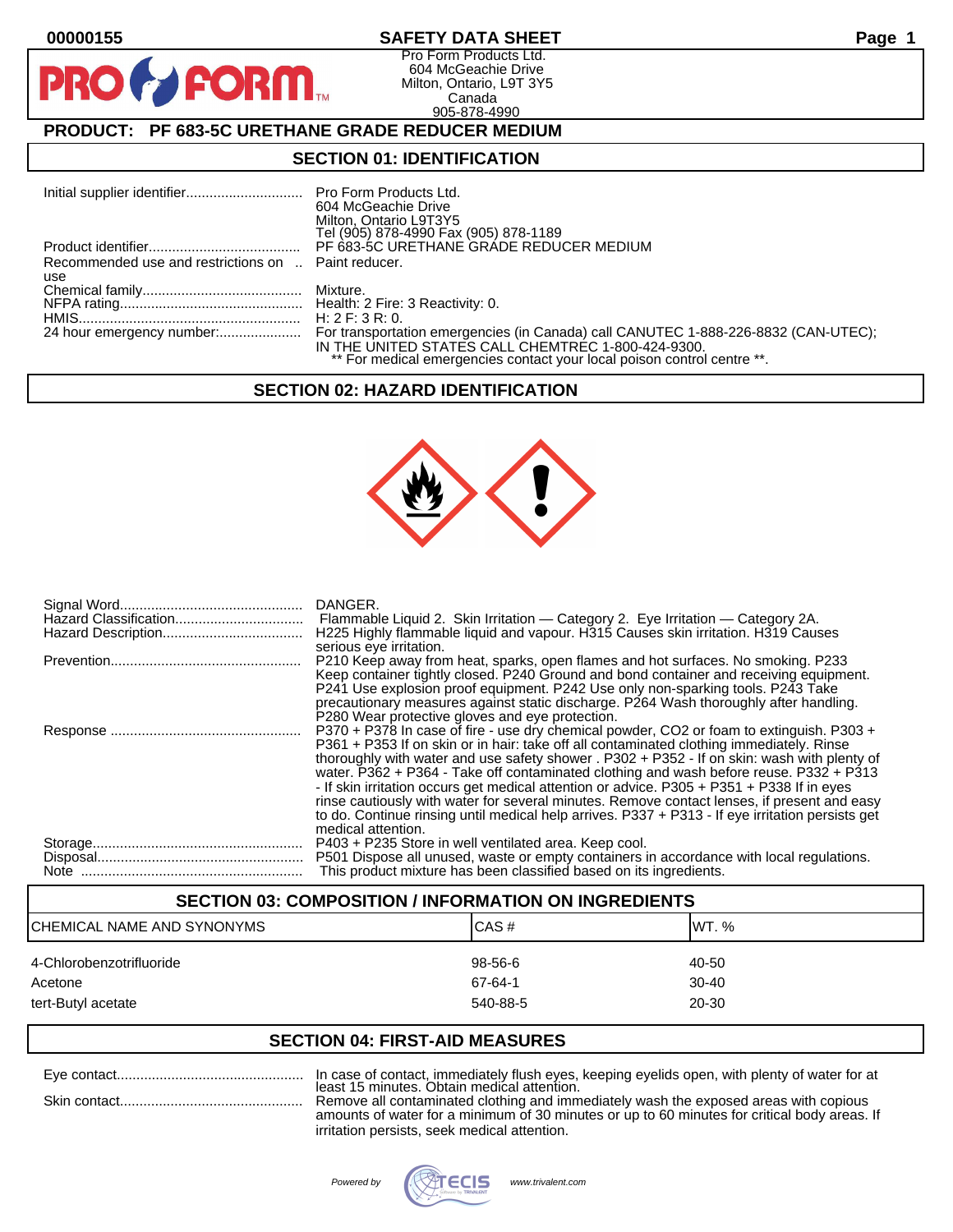# SAFETY DATA SHEET

00000155

Pro Form Products Ltd.
604 McGeachie Drive
Milton, Ontario, L9T 3Y5
Canada
905-878-4990

## PRODUCT: PF 683-5C URETHANE GRADE REDUCER MEDIUM

## SECTION 01: IDENTIFICATION

| | |
|---|---|
| Initial supplier identifier | Pro Form Products Ltd.<br>604 McGeachie Drive<br>Milton, Ontario L9T3Y5<br>Tel (905) 878-4990 Fax (905) 878-1189 |
| Product identifier | PF 683-5C URETHANE GRADE REDUCER MEDIUM |
| Recommended use and restrictions on use | Paint reducer. |
| Chemical family | Mixture. |
| NFPA rating | Health: 2 Fire: 3 Reactivity: 0. |
| HMIS | H: 2 F: 3 R: 0. |
| 24 hour emergency number: | For transportation emergencies (in Canada) call CANUTEC 1-888-226-8832 (CAN-UTEC); IN THE UNITED STATES CALL CHEMTREC 1-800-424-9300.<br>** For medical emergencies contact your local poison control centre **. |

## SECTION 02: HAZARD IDENTIFICATION

| | |
|---|---|
| Signal Word | DANGER. |
| Hazard Classification | Flammable Liquid 2. Skin Irritation — Category 2. Eye Irritation — Category 2A. |
| Hazard Description | H225 Highly flammable liquid and vapour. H315 Causes skin irritation. H319 Causes serious eye irritation. |
| Prevention | P210 Keep away from heat, sparks, open flames and hot surfaces. No smoking. P233 Keep container tightly closed. P240 Ground and bond container and receiving equipment. P241 Use explosion proof equipment. P242 Use only non-sparking tools. P243 Take precautionary measures against static discharge. P264 Wash thoroughly after handling. P280 Wear protective gloves and eye protection. |
| Response | P370 + P378 In case of fire - use dry chemical powder, CO2 or foam to extinguish. P303 + P361 + P353 If on skin or in hair: take off all contaminated clothing immediately. Rinse thoroughly with water and use safety shower . P302 + P352 - If on skin: wash with plenty of water. P362 + P364 - Take off contaminated clothing and wash before reuse. P332 + P313 - If skin irritation occurs get medical attention or advice. P305 + P351 + P338 If in eyes rinse cautiously with water for several minutes. Remove contact lenses, if present and easy to do. Continue rinsing until medical help arrives. P337 + P313 - If eye irritation persists get medical attention. |
| Storage | P403 + P235 Store in well ventilated area. Keep cool. |
| Disposal | P501 Dispose all unused, waste or empty containers in accordance with local regulations. |
| Note | This product mixture has been classified based on its ingredients. |

## SECTION 03: COMPOSITION / INFORMATION ON INGREDIENTS

| CHEMICAL NAME AND SYNONYMS | CAS # | WT. % |
|---|---|---|
| 4-Chlorobenzotrifluoride | 98-56-6 | 40-50 |
| Acetone | 67-64-1 | 30-40 |
| tert-Butyl acetate | 540-88-5 | 20-30 |

## SECTION 04: FIRST-AID MEASURES

| | |
|---|---|
| Eye contact | In case of contact, immediately flush eyes, keeping eyelids open, with plenty of water for at least 15 minutes. Obtain medical attention. |
| Skin contact | Remove all contaminated clothing and immediately wash the exposed areas with copious amounts of water for a minimum of 30 minutes or up to 60 minutes for critical body areas. If irritation persists, seek medical attention. |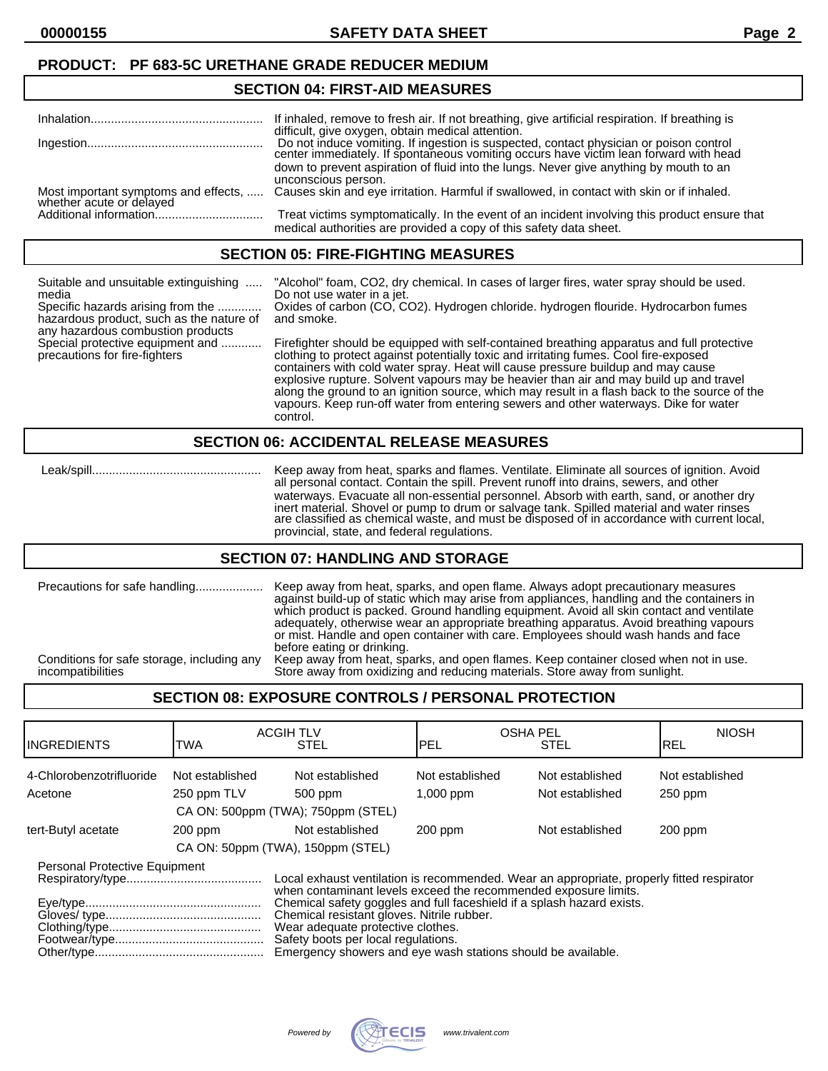**PRODUCT: PF 683-5C URETHANE GRADE REDUCER MEDIUM**

## SECTION 04: FIRST-AID MEASURES

| | |
|---|---|
| Inhalation | If inhaled, remove to fresh air. If not breathing, give artificial respiration. If breathing is difficult, give oxygen, obtain medical attention. |
| Ingestion | Do not induce vomiting. If ingestion is suspected, contact physician or poison control center immediately. If spontaneous vomiting occurs have victim lean forward with head down to prevent aspiration of fluid into the lungs. Never give anything by mouth to an unconscious person. |
| Most important symptoms and effects, whether acute or delayed | Causes skin and eye irritation. Harmful if swallowed, in contact with skin or if inhaled. |
| Additional information | Treat victims symptomatically. In the event of an incident involving this product ensure that medical authorities are provided a copy of this safety data sheet. |

## SECTION 05: FIRE-FIGHTING MEASURES

| | |
|---|---|
| Suitable and unsuitable extinguishing media | "Alcohol" foam, CO2, dry chemical. In cases of larger fires, water spray should be used. Do not use water in a jet. |
| Specific hazards arising from the hazardous product, such as the nature of any hazardous combustion products | Oxides of carbon (CO, CO2). Hydrogen chloride. hydrogen flouride. Hydrocarbon fumes and smoke. |
| Special protective equipment and precautions for fire-fighters | Firefighter should be equipped with self-contained breathing apparatus and full protective clothing to protect against potentially toxic and irritating fumes. Cool fire-exposed containers with cold water spray. Heat will cause pressure buildup and may cause explosive rupture. Solvent vapours may be heavier than air and may build up and travel along the ground to an ignition source, which may result in a flash back to the source of the vapours. Keep run-off water from entering sewers and other waterways. Dike for water control. |

## SECTION 06: ACCIDENTAL RELEASE MEASURES

| | |
|---|---|
| Leak/spill | Keep away from heat, sparks and flames. Ventilate. Eliminate all sources of ignition. Avoid all personal contact. Contain the spill. Prevent runoff into drains, sewers, and other waterways. Evacuate all non-essential personnel. Absorb with earth, sand, or another dry inert material. Shovel or pump to drum or salvage tank. Spilled material and water rinses are classified as chemical waste, and must be disposed of in accordance with current local, provincial, state, and federal regulations. |

## SECTION 07: HANDLING AND STORAGE

| | |
|---|---|
| Precautions for safe handling | Keep away from heat, sparks, and open flame. Always adopt precautionary measures against build-up of static which may arise from appliances, handling and the containers in which product is packed. Ground handling equipment. Avoid all skin contact and ventilate adequately, otherwise wear an appropriate breathing apparatus. Avoid breathing vapours or mist. Handle and open container with care. Employees should wash hands and face before eating or drinking. |
| Conditions for safe storage, including any incompatibilities | Keep away from heat, sparks, and open flames. Keep container closed when not in use. Store away from oxidizing and reducing materials. Store away from sunlight. |

## SECTION 08: EXPOSURE CONTROLS / PERSONAL PROTECTION

| INGREDIENTS | ACGIH TLV TWA | ACGIH TLV STEL | OSHA PEL PEL | OSHA PEL STEL | NIOSH REL |
|---|---|---|---|---|---|
| 4-Chlorobenzotrifluoride | Not established | Not established | Not established | Not established | Not established |
| Acetone | 250 ppm TLV | 500 ppm | 1,000 ppm | Not established | 250 ppm |
| | CA ON: 500ppm (TWA); 750ppm (STEL) | | | | |
| tert-Butyl acetate | 200 ppm | Not established | 200 ppm | Not established | 200 ppm |
| | CA ON: 50ppm (TWA), 150ppm (STEL) | | | | |

Personal Protective Equipment

| | |
|---|---|
| Respiratory/type | Local exhaust ventilation is recommended. Wear an appropriate, properly fitted respirator when contaminant levels exceed the recommended exposure limits. |
| Eye/type | Chemical safety goggles and full faceshield if a splash hazard exists. |
| Gloves/ type | Chemical resistant gloves. Nitrile rubber. |
| Clothing/type | Wear adequate protective clothes. |
| Footwear/type | Safety boots per local regulations. |
| Other/type | Emergency showers and eye wash stations should be available. |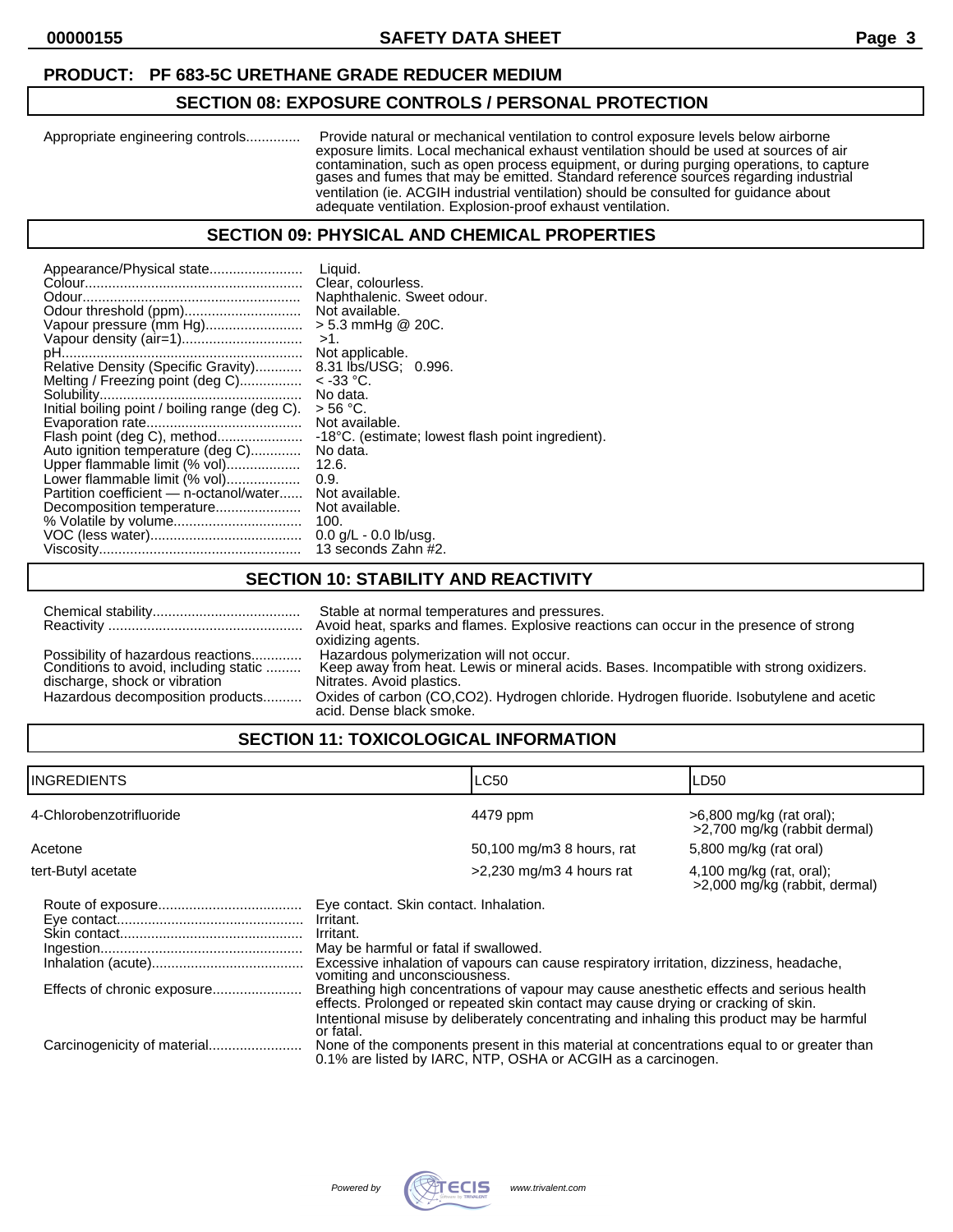**PRODUCT: PF 683-5C URETHANE GRADE REDUCER MEDIUM**

## SECTION 08: EXPOSURE CONTROLS / PERSONAL PROTECTION

Appropriate engineering controls.............. Provide natural or mechanical ventilation to control exposure levels below airborne exposure limits. Local mechanical exhaust ventilation should be used at sources of air contamination, such as open process equipment, or during purging operations, to capture gases and fumes that may be emitted. Standard reference sources regarding industrial ventilation (ie. ACGIH industrial ventilation) should be consulted for guidance about adequate ventilation. Explosion-proof exhaust ventilation.

## SECTION 09: PHYSICAL AND CHEMICAL PROPERTIES

| | |
|---|---|
| Appearance/Physical state | Liquid. |
| Colour | Clear, colourless. |
| Odour | Naphthalenic. Sweet odour. |
| Odour threshold (ppm) | Not available. |
| Vapour pressure (mm Hg) | > 5.3 mmHg @ 20C. |
| Vapour density (air=1) | >1. |
| pH | Not applicable. |
| Relative Density (Specific Gravity) | 8.31 lbs/USG; 0.996. |
| Melting / Freezing point (deg C) | < -33 °C. |
| Solubility | No data. |
| Initial boiling point / boiling range (deg C). | > 56 °C. |
| Evaporation rate | Not available. |
| Flash point (deg C), method | -18°C. (estimate; lowest flash point ingredient). |
| Auto ignition temperature (deg C) | No data. |
| Upper flammable limit (% vol) | 12.6. |
| Lower flammable limit (% vol) | 0.9. |
| Partition coefficient — n-octanol/water | Not available. |
| Decomposition temperature | Not available. |
| % Volatile by volume | 100. |
| VOC (less water) | 0.0 g/L - 0.0 lb/usg. |
| Viscosity | 13 seconds Zahn #2. |

## SECTION 10: STABILITY AND REACTIVITY

| | |
|---|---|
| Chemical stability | Stable at normal temperatures and pressures. |
| Reactivity | Avoid heat, sparks and flames. Explosive reactions can occur in the presence of strong oxidizing agents. |
| Possibility of hazardous reactions | Hazardous polymerization will not occur. |
| Conditions to avoid, including static discharge, shock or vibration | Keep away from heat. Lewis or mineral acids. Bases. Incompatible with strong oxidizers. Nitrates. Avoid plastics. |
| Hazardous decomposition products | Oxides of carbon (CO,CO2). Hydrogen chloride. Hydrogen fluoride. Isobutylene and acetic acid. Dense black smoke. |

## SECTION 11: TOXICOLOGICAL INFORMATION

| INGREDIENTS | LC50 | LD50 |
|---|---|---|
| 4-Chlorobenzotrifluoride | 4479 ppm | >6,800 mg/kg (rat oral); >2,700 mg/kg (rabbit dermal) |
| Acetone | 50,100 mg/m3 8 hours, rat | 5,800 mg/kg (rat oral) |
| tert-Butyl acetate | >2,230 mg/m3 4 hours rat | 4,100 mg/kg (rat, oral); >2,000 mg/kg (rabbit, dermal) |

| | |
|---|---|
| Route of exposure | Eye contact. Skin contact. Inhalation. |
| Eye contact | Irritant. |
| Skin contact | Irritant. |
| Ingestion | May be harmful or fatal if swallowed. |
| Inhalation (acute) | Excessive inhalation of vapours can cause respiratory irritation, dizziness, headache, vomiting and unconsciousness. |
| Effects of chronic exposure | Breathing high concentrations of vapour may cause anesthetic effects and serious health effects. Prolonged or repeated skin contact may cause drying or cracking of skin. Intentional misuse by deliberately concentrating and inhaling this product may be harmful or fatal. |
| Carcinogenicity of material | None of the components present in this material at concentrations equal to or greater than 0.1% are listed by IARC, NTP, OSHA or ACGIH as a carcinogen. |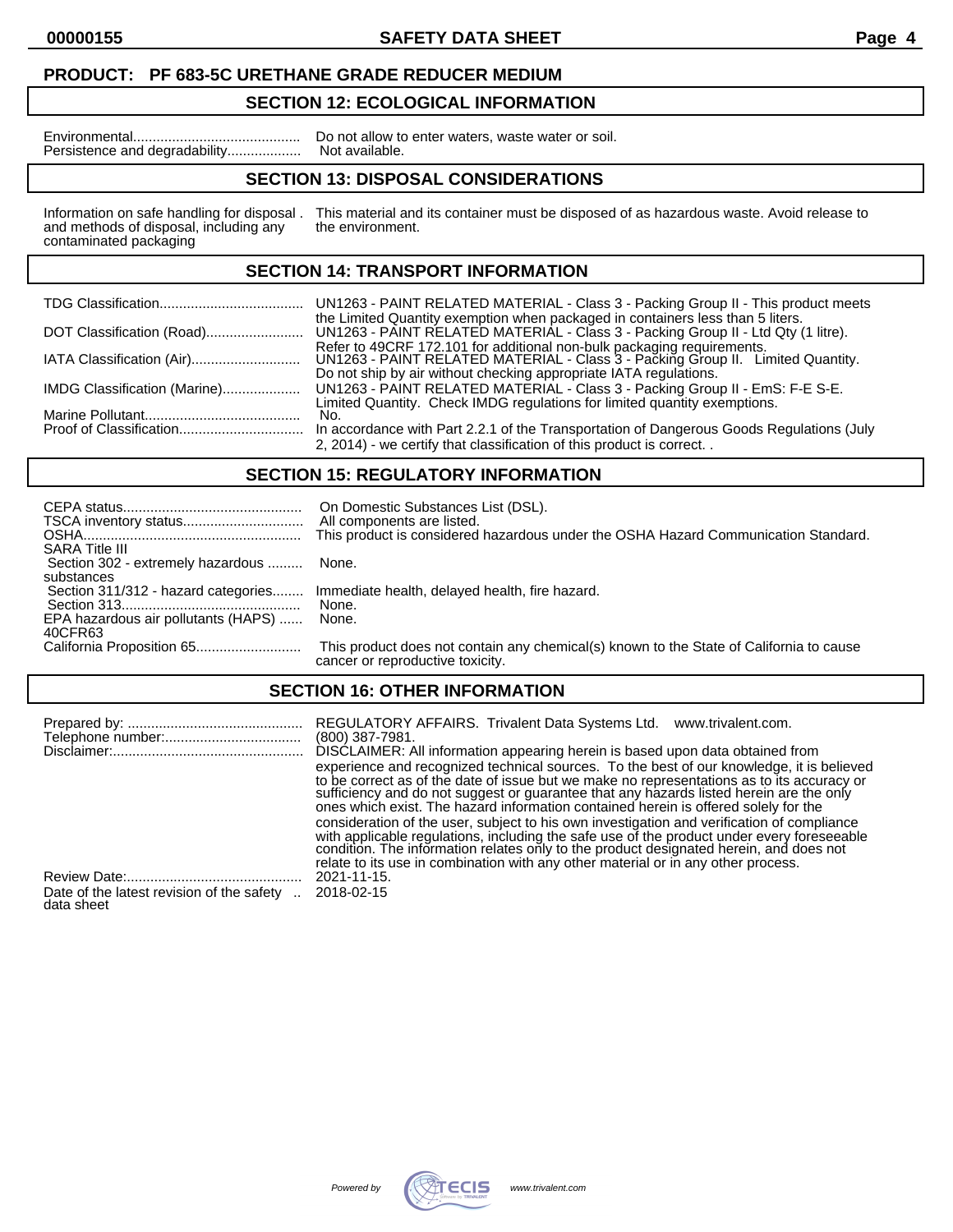**PRODUCT: PF 683-5C URETHANE GRADE REDUCER MEDIUM**

## SECTION 12: ECOLOGICAL INFORMATION

| | |
|---|---|
| Environmental | Do not allow to enter waters, waste water or soil. |
| Persistence and degradability | Not available. |

## SECTION 13: DISPOSAL CONSIDERATIONS

| | |
|---|---|
| Information on safe handling for disposal and methods of disposal, including any contaminated packaging | This material and its container must be disposed of as hazardous waste. Avoid release to the environment. |

## SECTION 14: TRANSPORT INFORMATION

| | |
|---|---|
| TDG Classification | UN1263 - PAINT RELATED MATERIAL - Class 3 - Packing Group II - This product meets the Limited Quantity exemption when packaged in containers less than 5 liters. |
| DOT Classification (Road) | UN1263 - PAINT RELATED MATERIAL - Class 3 - Packing Group II - Ltd Qty (1 litre). Refer to 49CRF 172.101 for additional non-bulk packaging requirements. |
| IATA Classification (Air) | UN1263 - PAINT RELATED MATERIAL - Class 3 - Packing Group II. Limited Quantity. Do not ship by air without checking appropriate IATA regulations. |
| IMDG Classification (Marine) | UN1263 - PAINT RELATED MATERIAL - Class 3 - Packing Group II - EmS: F-E S-E. Limited Quantity. Check IMDG regulations for limited quantity exemptions. |
| Marine Pollutant | No. |
| Proof of Classification | In accordance with Part 2.2.1 of the Transportation of Dangerous Goods Regulations (July 2, 2014) - we certify that classification of this product is correct. . |

## SECTION 15: REGULATORY INFORMATION

| | |
|---|---|
| CEPA status | On Domestic Substances List (DSL). |
| TSCA inventory status | All components are listed. |
| OSHA | This product is considered hazardous under the OSHA Hazard Communication Standard. |
| SARA Title III | |
| Section 302 - extremely hazardous substances | None. |
| Section 311/312 - hazard categories | Immediate health, delayed health, fire hazard. |
| Section 313 | None. |
| EPA hazardous air pollutants (HAPS) 40CFR63 | None. |
| California Proposition 65 | This product does not contain any chemical(s) known to the State of California to cause cancer or reproductive toxicity. |

## SECTION 16: OTHER INFORMATION

| | |
|---|---|
| Prepared by: | REGULATORY AFFAIRS. Trivalent Data Systems Ltd. www.trivalent.com. |
| Telephone number: | (800) 387-7981. |
| Disclaimer: | DISCLAIMER: All information appearing herein is based upon data obtained from experience and recognized technical sources. To the best of our knowledge, it is believed to be correct as of the date of issue but we make no representations as to its accuracy or sufficiency and do not suggest or guarantee that any hazards listed herein are the only ones which exist. The hazard information contained herein is offered solely for the consideration of the user, subject to his own investigation and verification of compliance with applicable regulations, including the safe use of the product under every foreseeable condition. The information relates only to the product designated herein, and does not relate to its use in combination with any other material or in any other process. |
| Review Date: | 2021-11-15. |
| Date of the latest revision of the safety data sheet | 2018-02-15 |